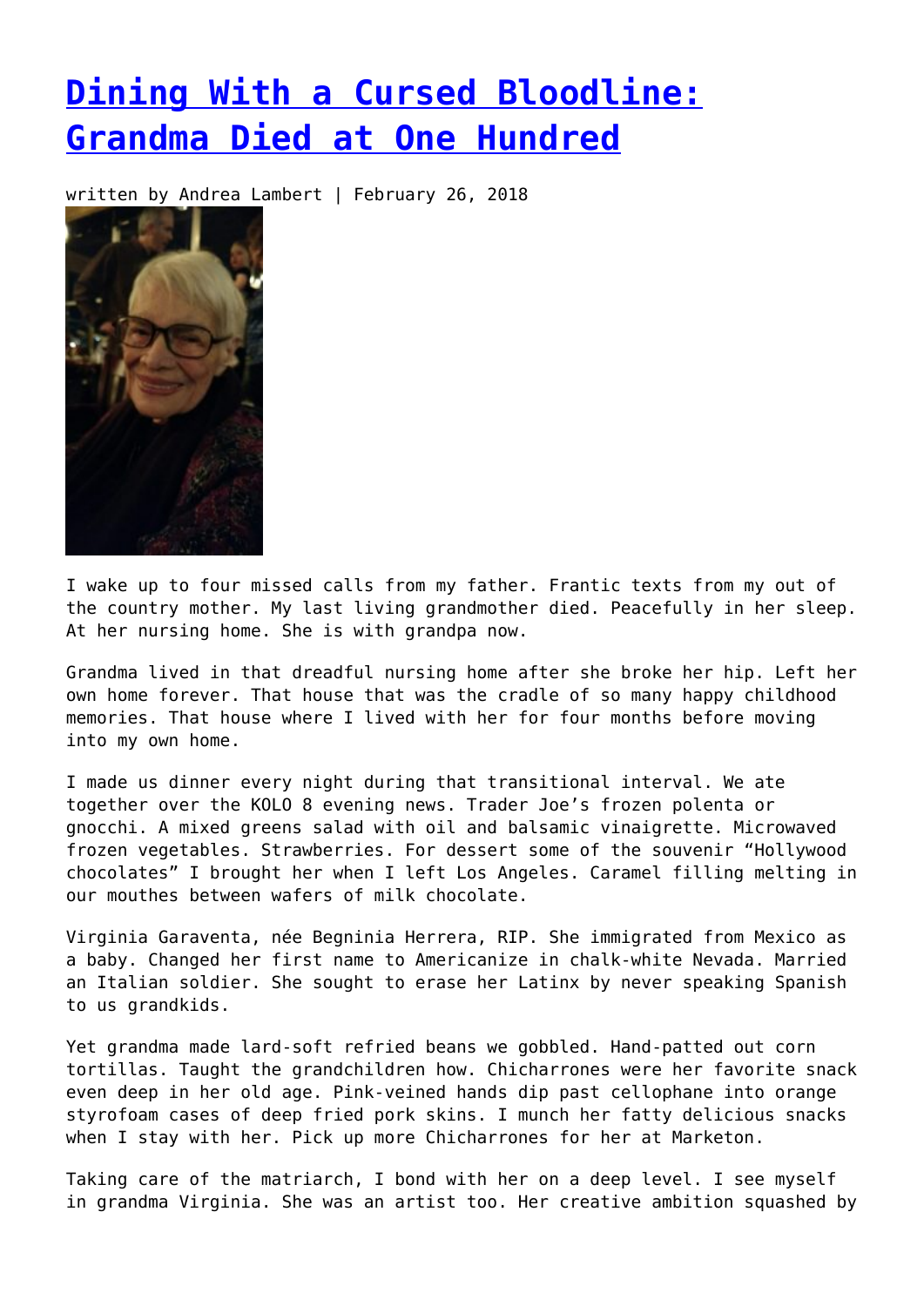# [Dining With a Cursed Bloodline: Grandma Died at One Hundred]

written by Andrea Lambert | February 26, 2018

I wake up to four missed calls from my father. Frantic texts from my out of the country mother. My last living grandmother died. Peacefully in her sleep. At her nursing home. She is with grandpa now.

Grandma lived in that dreadful nursing home after she broke her hip. Left her own home forever. That house that was the cradle of so many happy childhood memories. That house where I lived with her for four months before moving into my own home.

I made us dinner every night during that transitional interval. We ate together over the KOLO 8 evening news. Trader Joe's frozen polenta or gnocchi. A mixed greens salad with oil and balsamic vinaigrette. Microwaved frozen vegetables. Strawberries. For dessert some of the souvenir "Hollywood chocolates" I brought her when I left Los Angeles. Caramel filling melting in our mouthes between wafers of milk chocolate.

Virginia Garaventa, née Begninia Herrera, RIP. She immigrated from Mexico as a baby. Changed her first name to Americanize in chalk-white Nevada. Married an Italian soldier. She sought to erase her Latinx by never speaking Spanish to us grandkids.

Yet grandma made lard-soft refried beans we gobbled. Hand-patted out corn tortillas. Taught the grandchildren how. Chicharrones were her favorite snack even deep in her old age. Pink-veined hands dip past cellophane into orange styrofoam cases of deep fried pork skins. I munch her fatty delicious snacks when I stay with her. Pick up more Chicharrones for her at Marketon.

Taking care of the matriarch, I bond with her on a deep level. I see myself in grandma Virginia. She was an artist too. Her creative ambition squashed by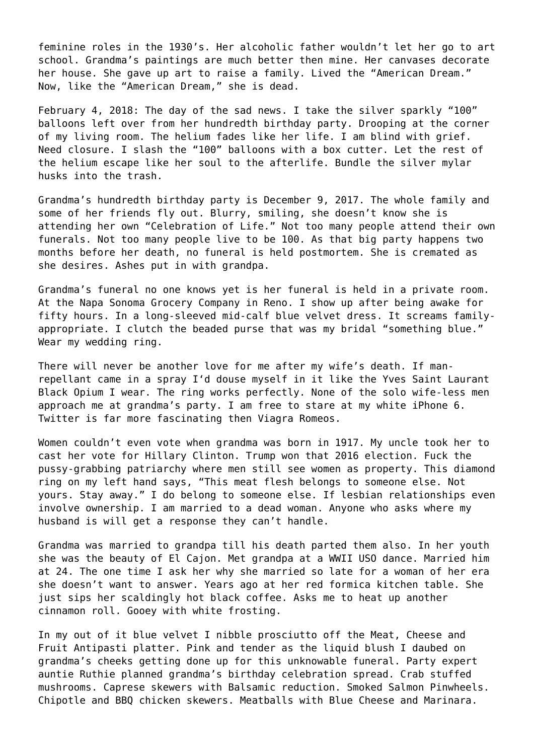feminine roles in the 1930's. Her alcoholic father wouldn't let her go to art school. Grandma's paintings are much better then mine. Her canvases decorate her house. She gave up art to raise a family. Lived the "American Dream." Now, like the "American Dream," she is dead.

February 4, 2018: The day of the sad news. I take the silver sparkly "100" balloons left over from her hundredth birthday party. Drooping at the corner of my living room. The helium fades like her life. I am blind with grief. Need closure. I slash the "100" balloons with a box cutter. Let the rest of the helium escape like her soul to the afterlife. Bundle the silver mylar husks into the trash.

Grandma's hundredth birthday party is December 9, 2017. The whole family and some of her friends fly out. Blurry, smiling, she doesn't know she is attending her own "Celebration of Life." Not too many people attend their own funerals. Not too many people live to be 100. As that big party happens two months before her death, no funeral is held postmortem. She is cremated as she desires. Ashes put in with grandpa.

Grandma's funeral no one knows yet is her funeral is held in a private room. At the Napa Sonoma Grocery Company in Reno. I show up after being awake for fifty hours. In a long-sleeved mid-calf blue velvet dress. It screams family-appropriate. I clutch the beaded purse that was my bridal "something blue." Wear my wedding ring.

There will never be another love for me after my wife's death. If man-repellant came in a spray I'd douse myself in it like the Yves Saint Laurant Black Opium I wear. The ring works perfectly. None of the solo wife-less men approach me at grandma's party. I am free to stare at my white iPhone 6. Twitter is far more fascinating then Viagra Romeos.

Women couldn't even vote when grandma was born in 1917. My uncle took her to cast her vote for Hillary Clinton. Trump won that 2016 election. Fuck the pussy-grabbing patriarchy where men still see women as property. This diamond ring on my left hand says, "This meat flesh belongs to someone else. Not yours. Stay away." I do belong to someone else. If lesbian relationships even involve ownership. I am married to a dead woman. Anyone who asks where my husband is will get a response they can't handle.

Grandma was married to grandpa till his death parted them also. In her youth she was the beauty of El Cajon. Met grandpa at a WWII USO dance. Married him at 24. The one time I ask her why she married so late for a woman of her era she doesn't want to answer. Years ago at her red formica kitchen table. She just sips her scaldingly hot black coffee. Asks me to heat up another cinnamon roll. Gooey with white frosting.

In my out of it blue velvet I nibble prosciutto off the Meat, Cheese and Fruit Antipasti platter. Pink and tender as the liquid blush I daubed on grandma's cheeks getting done up for this unknowable funeral. Party expert auntie Ruthie planned grandma's birthday celebration spread. Crab stuffed mushrooms. Caprese skewers with Balsamic reduction. Smoked Salmon Pinwheels. Chipotle and BBQ chicken skewers. Meatballs with Blue Cheese and Marinara.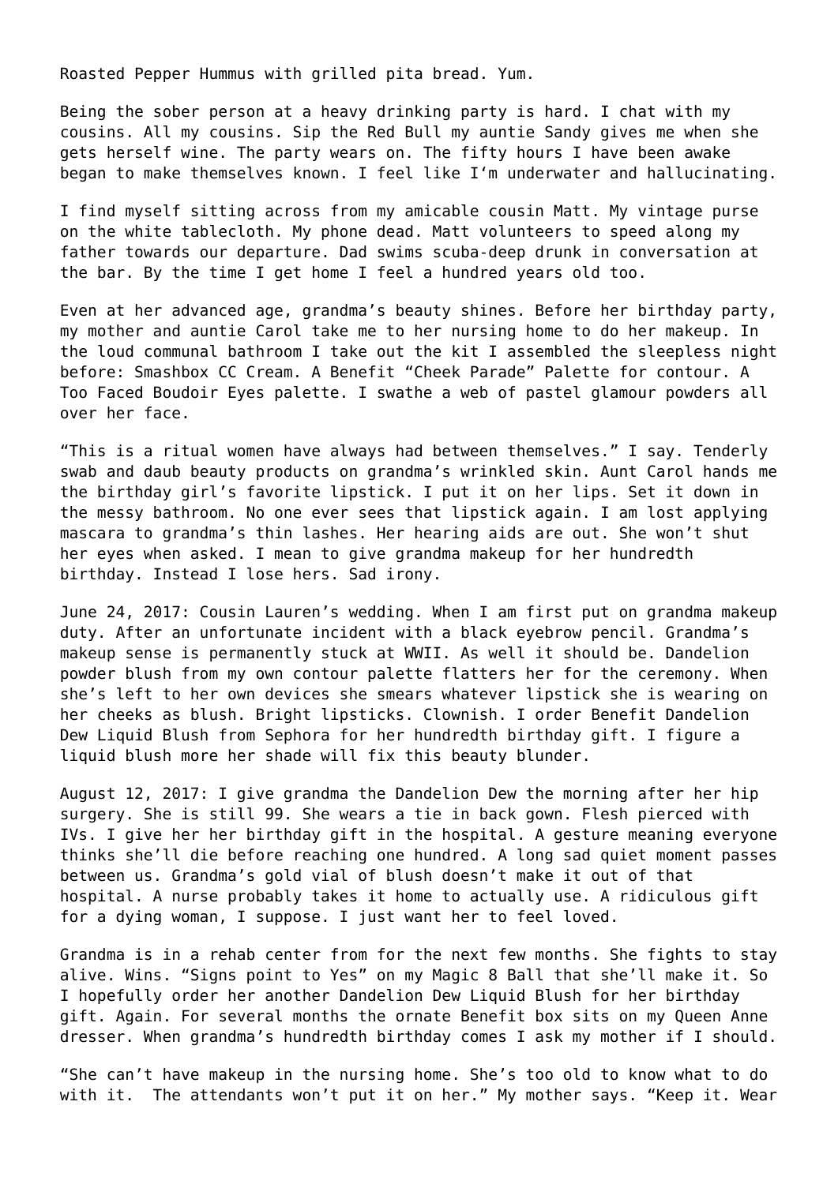Roasted Pepper Hummus with grilled pita bread. Yum.

Being the sober person at a heavy drinking party is hard. I chat with my cousins. All my cousins. Sip the Red Bull my auntie Sandy gives me when she gets herself wine. The party wears on. The fifty hours I have been awake began to make themselves known. I feel like I'm underwater and hallucinating.

I find myself sitting across from my amicable cousin Matt. My vintage purse on the white tablecloth. My phone dead. Matt volunteers to speed along my father towards our departure. Dad swims scuba-deep drunk in conversation at the bar. By the time I get home I feel a hundred years old too.

Even at her advanced age, grandma's beauty shines. Before her birthday party, my mother and auntie Carol take me to her nursing home to do her makeup. In the loud communal bathroom I take out the kit I assembled the sleepless night before: Smashbox CC Cream. A Benefit "Cheek Parade" Palette for contour. A Too Faced Boudoir Eyes palette. I swathe a web of pastel glamour powders all over her face.

"This is a ritual women have always had between themselves." I say. Tenderly swab and daub beauty products on grandma's wrinkled skin. Aunt Carol hands me the birthday girl's favorite lipstick. I put it on her lips. Set it down in the messy bathroom. No one ever sees that lipstick again. I am lost applying mascara to grandma's thin lashes. Her hearing aids are out. She won't shut her eyes when asked. I mean to give grandma makeup for her hundredth birthday. Instead I lose hers. Sad irony.

June 24, 2017: Cousin Lauren's wedding. When I am first put on grandma makeup duty. After an unfortunate incident with a black eyebrow pencil. Grandma's makeup sense is permanently stuck at WWII. As well it should be. Dandelion powder blush from my own contour palette flatters her for the ceremony. When she's left to her own devices she smears whatever lipstick she is wearing on her cheeks as blush. Bright lipsticks. Clownish. I order Benefit Dandelion Dew Liquid Blush from Sephora for her hundredth birthday gift. I figure a liquid blush more her shade will fix this beauty blunder.

August 12, 2017: I give grandma the Dandelion Dew the morning after her hip surgery. She is still 99. She wears a tie in back gown. Flesh pierced with IVs. I give her her birthday gift in the hospital. A gesture meaning everyone thinks she'll die before reaching one hundred. A long sad quiet moment passes between us. Grandma's gold vial of blush doesn't make it out of that hospital. A nurse probably takes it home to actually use. A ridiculous gift for a dying woman, I suppose. I just want her to feel loved.

Grandma is in a rehab center from for the next few months. She fights to stay alive. Wins. "Signs point to Yes" on my Magic 8 Ball that she'll make it. So I hopefully order her another Dandelion Dew Liquid Blush for her birthday gift. Again. For several months the ornate Benefit box sits on my Queen Anne dresser. When grandma's hundredth birthday comes I ask my mother if I should.

"She can't have makeup in the nursing home. She's too old to know what to do with it. The attendants won't put it on her." My mother says. "Keep it. Wear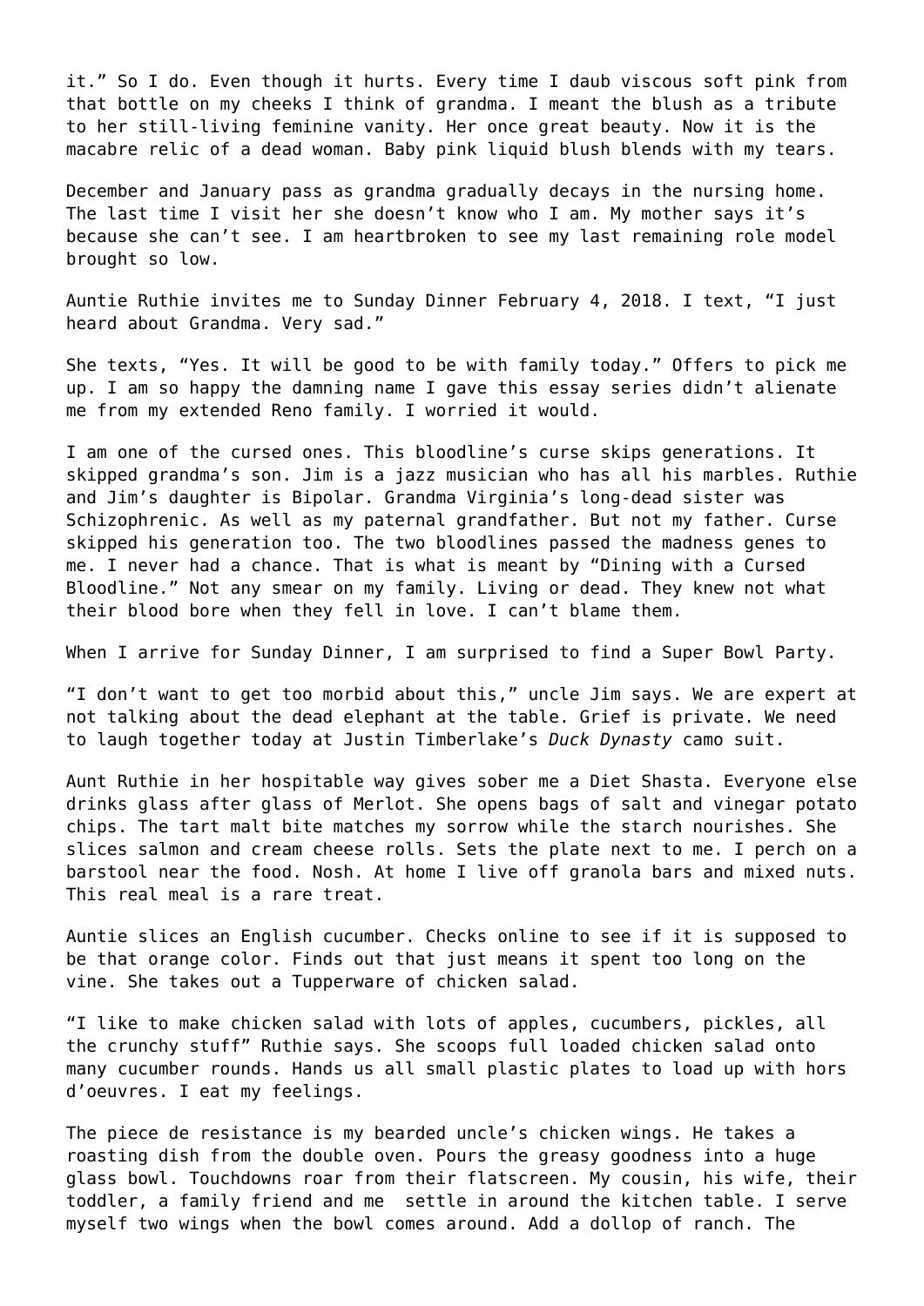it." So I do. Even though it hurts. Every time I daub viscous soft pink from that bottle on my cheeks I think of grandma. I meant the blush as a tribute to her still-living feminine vanity. Her once great beauty. Now it is the macabre relic of a dead woman. Baby pink liquid blush blends with my tears.

December and January pass as grandma gradually decays in the nursing home. The last time I visit her she doesn't know who I am. My mother says it's because she can't see. I am heartbroken to see my last remaining role model brought so low.

Auntie Ruthie invites me to Sunday Dinner February 4, 2018. I text, "I just heard about Grandma. Very sad."

She texts, "Yes. It will be good to be with family today." Offers to pick me up. I am so happy the damning name I gave this essay series didn't alienate me from my extended Reno family. I worried it would.

I am one of the cursed ones. This bloodline's curse skips generations. It skipped grandma's son. Jim is a jazz musician who has all his marbles. Ruthie and Jim's daughter is Bipolar. Grandma Virginia's long-dead sister was Schizophrenic. As well as my paternal grandfather. But not my father. Curse skipped his generation too. The two bloodlines passed the madness genes to me. I never had a chance. That is what is meant by "Dining with a Cursed Bloodline." Not any smear on my family. Living or dead. They knew not what their blood bore when they fell in love. I can't blame them.

When I arrive for Sunday Dinner, I am surprised to find a Super Bowl Party.

"I don't want to get too morbid about this," uncle Jim says. We are expert at not talking about the dead elephant at the table. Grief is private. We need to laugh together today at Justin Timberlake's *Duck Dynasty* camo suit.

Aunt Ruthie in her hospitable way gives sober me a Diet Shasta. Everyone else drinks glass after glass of Merlot. She opens bags of salt and vinegar potato chips. The tart malt bite matches my sorrow while the starch nourishes. She slices salmon and cream cheese rolls. Sets the plate next to me. I perch on a barstool near the food. Nosh. At home I live off granola bars and mixed nuts. This real meal is a rare treat.

Auntie slices an English cucumber. Checks online to see if it is supposed to be that orange color. Finds out that just means it spent too long on the vine. She takes out a Tupperware of chicken salad.

"I like to make chicken salad with lots of apples, cucumbers, pickles, all the crunchy stuff" Ruthie says. She scoops full loaded chicken salad onto many cucumber rounds. Hands us all small plastic plates to load up with hors d'oeuvres. I eat my feelings.

The piece de resistance is my bearded uncle's chicken wings. He takes a roasting dish from the double oven. Pours the greasy goodness into a huge glass bowl. Touchdowns roar from their flatscreen. My cousin, his wife, their toddler, a family friend and me settle in around the kitchen table. I serve myself two wings when the bowl comes around. Add a dollop of ranch. The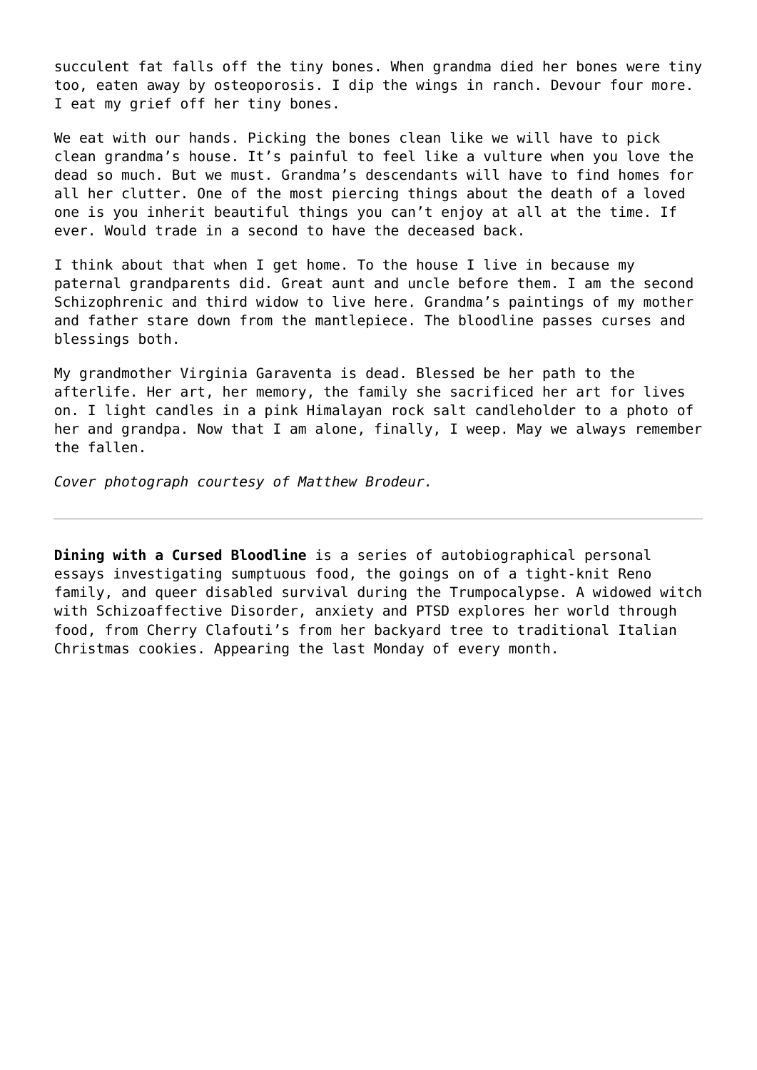succulent fat falls off the tiny bones. When grandma died her bones were tiny too, eaten away by osteoporosis. I dip the wings in ranch. Devour four more. I eat my grief off her tiny bones.

We eat with our hands. Picking the bones clean like we will have to pick clean grandma's house. It's painful to feel like a vulture when you love the dead so much. But we must. Grandma's descendants will have to find homes for all her clutter. One of the most piercing things about the death of a loved one is you inherit beautiful things you can't enjoy at all at the time. If ever. Would trade in a second to have the deceased back.

I think about that when I get home. To the house I live in because my paternal grandparents did. Great aunt and uncle before them. I am the second Schizophrenic and third widow to live here. Grandma's paintings of my mother and father stare down from the mantlepiece. The bloodline passes curses and blessings both.

My grandmother Virginia Garaventa is dead. Blessed be her path to the afterlife. Her art, her memory, the family she sacrificed her art for lives on. I light candles in a pink Himalayan rock salt candleholder to a photo of her and grandpa. Now that I am alone, finally, I weep. May we always remember the fallen.

*Cover photograph courtesy of Matthew Brodeur.*

---

**Dining with a Cursed Bloodline** is a series of autobiographical personal essays investigating sumptuous food, the goings on of a tight-knit Reno family, and queer disabled survival during the Trumpocalypse. A widowed witch with Schizoaffective Disorder, anxiety and PTSD explores her world through food, from Cherry Clafouti's from her backyard tree to traditional Italian Christmas cookies. Appearing the last Monday of every month.